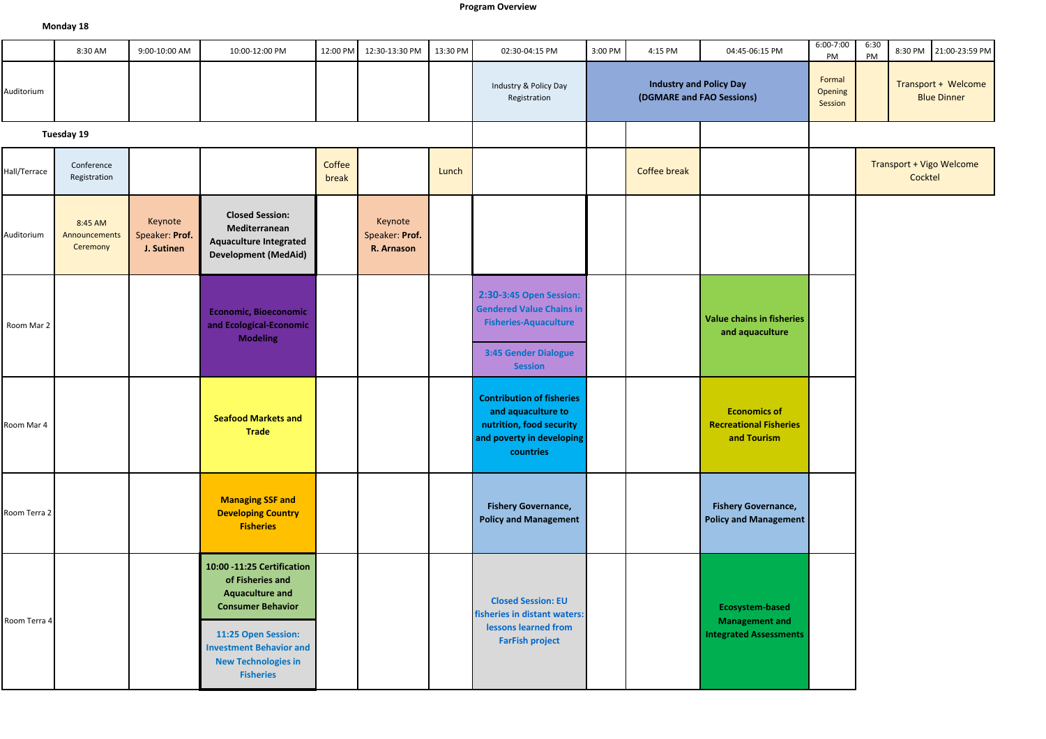**Program Overview**

**Monday 18**

| | 8:30 AM | 9:00-10:00 AM | 10:00-12:00 PM | 12:00 PM | 12:30-13:30 PM | 13:30 PM | 02:30-04:15 PM | 3:00 PM | 4:15 PM | 04:45-06:15 PM | 6:00-7:00 PM | 6:30 PM | 8:30 PM | 21:00-23:59 PM |
|---|---|---|---|---|---|---|---|---|---|---|---|---|---|---|
| Auditorium | | | | | | | Industry & Policy Day Registration | **Industry and Policy Day (DGMARE and FAO Sessions)** | | | Formal Opening Session | | Transport + Welcome Blue Dinner | |

**Tuesday 19**

| | 8:30 AM | 9:00-10:00 AM | 10:00-12:00 PM | 12:00 PM | 12:30-13:30 PM | 13:30 PM | 02:30-04:15 PM | 3:00 PM | 4:15 PM | 04:45-06:15 PM | 6:00-7:00 PM | 6:30 PM | 8:30 PM | 21:00-23:59 PM |
|---|---|---|---|---|---|---|---|---|---|---|---|---|---|---|
| Hall/Terrace | Conference Registration | | | Coffee break | | Lunch | | | Coffee break | | | Transport + Vigo Welcome Cocktel | | |
| Auditorium | 8:45 AM Announcements Ceremony | Keynote Speaker: **Prof. J. Sutinen** | **Closed Session: Mediterranean Aquaculture Integrated Development (MedAid)** | | Keynote Speaker: **Prof. R. Arnason** | | | | | | | | | |
| Room Mar 2 | | | **Economic, Bioeconomic and Ecological-Economic Modeling** | | | | **2:30-3:45 Open Session: Gendered Value Chains in Fisheries-Aquaculture**<br>**3:45 Gender Dialogue Session** | | | **Value chains in fisheries and aquaculture** | | | | |
| Room Mar 4 | | | **Seafood Markets and Trade** | | | | **Contribution of fisheries and aquaculture to nutrition, food security and poverty in developing countries** | | | **Economics of Recreational Fisheries and Tourism** | | | | |
| Room Terra 2 | | | **Managing SSF and Developing Country Fisheries** | | | | **Fishery Governance, Policy and Management** | | | **Fishery Governance, Policy and Management** | | | | |
| Room Terra 4 | | | **10:00 -11:25 Certification of Fisheries and Aquaculture and Consumer Behavior**<br>**11:25 Open Session: Investment Behavior and New Technologies in Fisheries** | | | | **Closed Session: EU fisheries in distant waters: lessons learned from FarFish project** | | | **Ecosystem-based Management and Integrated Assessments** | | | | |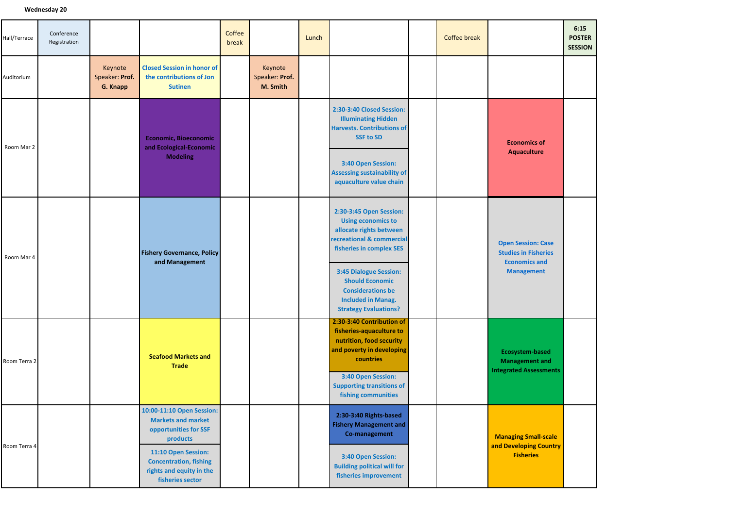**Wednesday 20**

| Hall/Terrace | Conference Registration | | | Coffee break | | Lunch | | | Coffee break | | 6:15 POSTER SESSION |
|---|---|---|---|---|---|---|---|---|---|---|---|
| Auditorium | | Keynote Speaker: **Prof. G. Knapp** | Closed Session in honor of the contributions of Jon Sutinen | | Keynote Speaker: **Prof. M. Smith** | | | | | | |
| Room Mar 2 | | | Economic, Bioeconomic and Ecological-Economic Modeling | | | | 2:30-3:40 Closed Session: Illuminating Hidden Harvests. Contributions of SSF to SD<br>3:40 Open Session: Assessing sustainability of aquaculture value chain | | | Economics of Aquaculture | |
| Room Mar 4 | | | Fishery Governance, Policy and Management | | | | 2:30-3:45 Open Session: Using economics to allocate rights between recreational & commercial fisheries in complex SES<br>3:45 Dialogue Session: Should Economic Considerations be Included in Manag. Strategy Evaluations? | | | Open Session: Case Studies in Fisheries Economics and Management | |
| Room Terra 2 | | | Seafood Markets and Trade | | | | 2:30-3:40 Contribution of fisheries-aquaculture to nutrition, food security and poverty in developing countries<br>3:40 Open Session: Supporting transitions of fishing communities | | | Ecosystem-based Management and Integrated Assessments | |
| Room Terra 4 | | | 10:00-11:10 Open Session: Markets and market opportunities for SSF products<br>11:10 Open Session: Concentration, fishing rights and equity in the fisheries sector | | | | 2:30-3:40 Rights-based Fishery Management and Co-management<br>3:40 Open Session: Building political will for fisheries improvement | | | Managing Small-scale and Developing Country Fisheries | |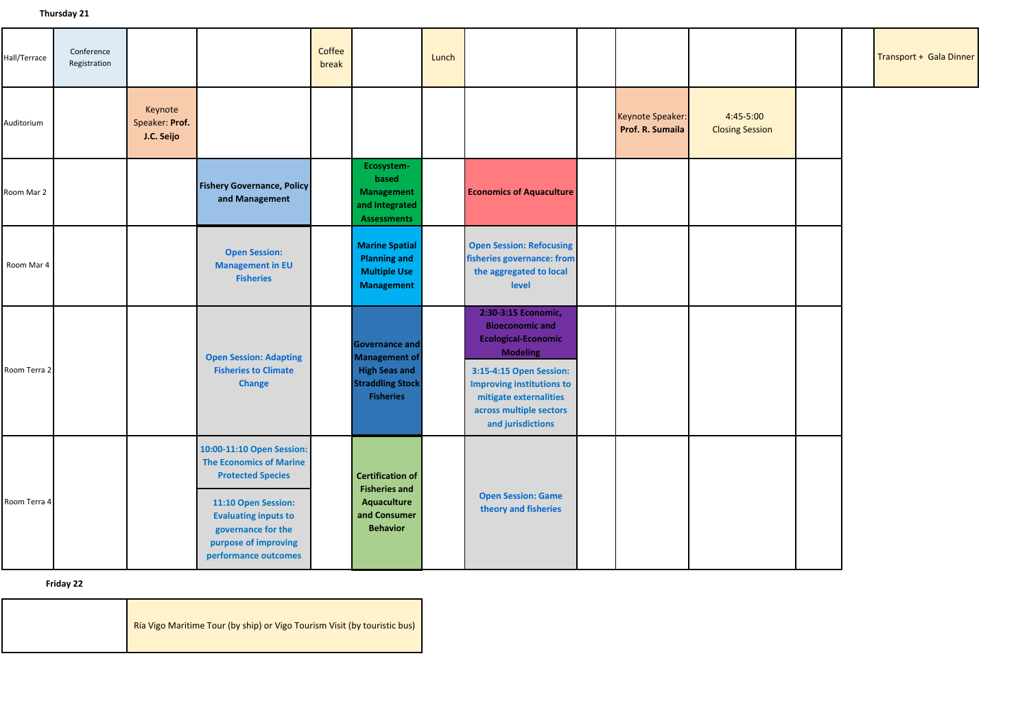**Thursday 21**

| | | | | | | | | | | | | | |
|---|---|---|---|---|---|---|---|---|---|---|---|---|---|
| Hall/Terrace | Conference Registration | | | Coffee break | | Lunch | | | | | | | Transport + Gala Dinner |
| Auditorium | | Keynote Speaker: **Prof. J.C. Seijo** | | | | | | | Keynote Speaker: **Prof. R. Sumaila** | 4:45-5:00 Closing Session | | | |
| Room Mar 2 | | | **Fishery Governance, Policy and Management** | | **Ecosystem-based Management and Integrated Assessments** | | **Economics of Aquaculture** | | | | | | |
| Room Mar 4 | | | **Open Session: Management in EU Fisheries** | | **Marine Spatial Planning and Multiple Use Management** | | **Open Session: Refocusing fisheries governance: from the aggregated to local level** | | | | | | |
| Room Terra 2 | | | **Open Session: Adapting Fisheries to Climate Change** | | **Governance and Management of High Seas and Straddling Stock Fisheries** | | **2:30-3:15 Economic, Bioeconomic and Ecological-Economic Modeling**<br>**3:15-4:15 Open Session: Improving institutions to mitigate externalities across multiple sectors and jurisdictions** | | | | | | |
| Room Terra 4 | | | **10:00-11:10 Open Session: The Economics of Marine Protected Species**<br>**11:10 Open Session: Evaluating inputs to governance for the purpose of improving performance outcomes** | | **Certification of Fisheries and Aquaculture and Consumer Behavior** | | **Open Session: Game theory and fisheries** | | | | | | |

**Friday 22**

| | |
|---|---|
| | Ría Vigo Maritime Tour (by ship) or Vigo Tourism Visit (by touristic bus) |